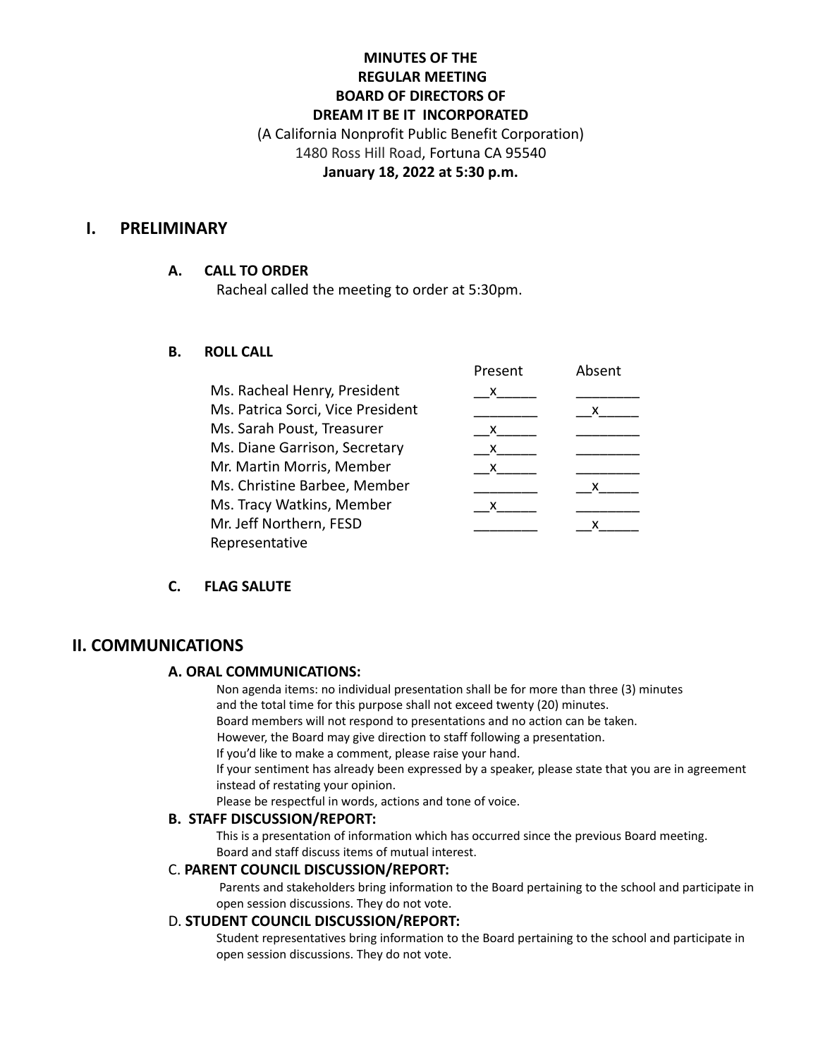**MINUTES OF THE**
**REGULAR MEETING**
**BOARD OF DIRECTORS OF**
**DREAM IT BE IT INCORPORATED**

(A California Nonprofit Public Benefit Corporation)
1480 Ross Hill Road, Fortuna CA 95540
**January 18, 2022 at 5:30 p.m.**

# I. PRELIMINARY

### A. CALL TO ORDER

Racheal called the meeting to order at 5:30pm.

### B. ROLL CALL

| | Present | Absent |
|---|---|---|
| Ms. Racheal Henry, President | x | |
| Ms. Patrica Sorci, Vice President | | x |
| Ms. Sarah Poust, Treasurer | x | |
| Ms. Diane Garrison, Secretary | x | |
| Mr. Martin Morris, Member | x | |
| Ms. Christine Barbee, Member | | x |
| Ms. Tracy Watkins, Member | x | |
| Mr. Jeff Northern, FESD Representative | | x |

### C. FLAG SALUTE

# II. COMMUNICATIONS

### A. ORAL COMMUNICATIONS:

Non agenda items: no individual presentation shall be for more than three (3) minutes and the total time for this purpose shall not exceed twenty (20) minutes.
Board members will not respond to presentations and no action can be taken.
However, the Board may give direction to staff following a presentation.
If you'd like to make a comment, please raise your hand.
If your sentiment has already been expressed by a speaker, please state that you are in agreement instead of restating your opinion.
Please be respectful in words, actions and tone of voice.

### B. STAFF DISCUSSION/REPORT:

This is a presentation of information which has occurred since the previous Board meeting.
Board and staff discuss items of mutual interest.

### C. PARENT COUNCIL DISCUSSION/REPORT:

Parents and stakeholders bring information to the Board pertaining to the school and participate in open session discussions. They do not vote.

### D. STUDENT COUNCIL DISCUSSION/REPORT:

Student representatives bring information to the Board pertaining to the school and participate in open session discussions. They do not vote.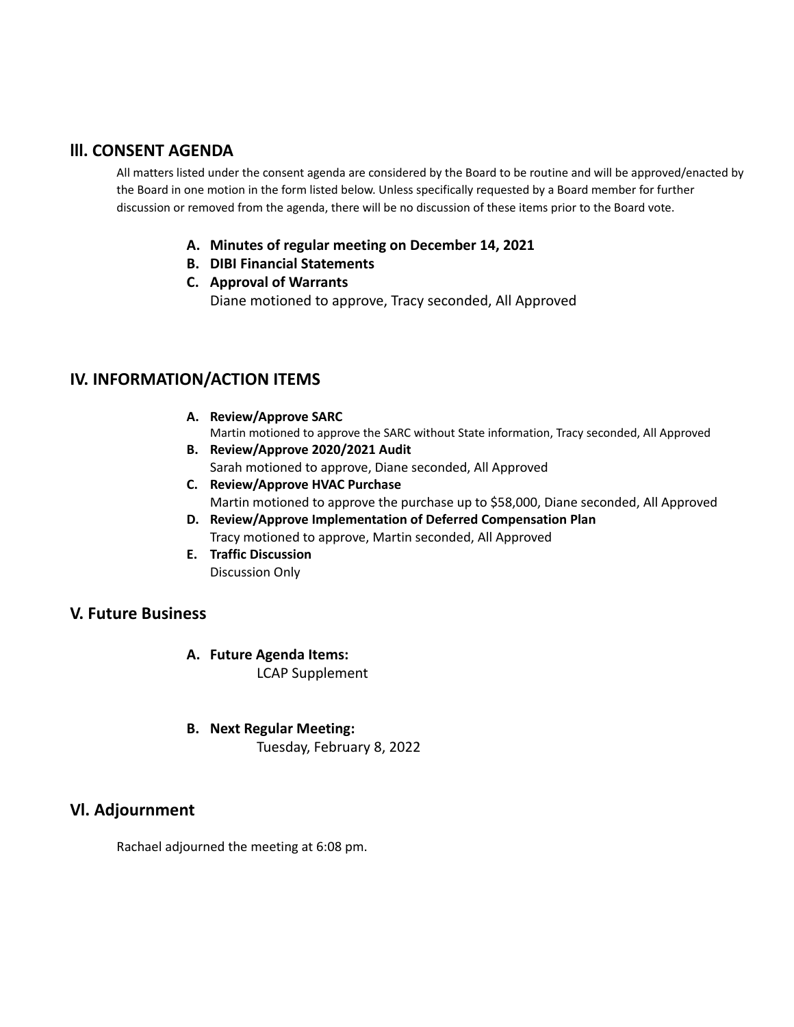## lll. CONSENT AGENDA

All matters listed under the consent agenda are considered by the Board to be routine and will be approved/enacted by the Board in one motion in the form listed below. Unless specifically requested by a Board member for further discussion or removed from the agenda, there will be no discussion of these items prior to the Board vote.

A. **Minutes of regular meeting on December 14, 2021**
B. **DIBI Financial Statements**
C. **Approval of Warrants**
   Diane motioned to approve, Tracy seconded, All Approved

## IV. INFORMATION/ACTION ITEMS

A. **Review/Approve SARC**
   Martin motioned to approve the SARC without State information, Tracy seconded, All Approved
B. **Review/Approve 2020/2021 Audit**
   Sarah motioned to approve, Diane seconded, All Approved
C. **Review/Approve HVAC Purchase**
   Martin motioned to approve the purchase up to $58,000, Diane seconded, All Approved
D. **Review/Approve Implementation of Deferred Compensation Plan**
   Tracy motioned to approve, Martin seconded, All Approved
E. **Traffic Discussion**
   Discussion Only

## V. Future Business

A. **Future Agenda Items:**
   LCAP Supplement

B. **Next Regular Meeting:**
   Tuesday, February 8, 2022

## Vl. Adjournment

Rachael adjourned the meeting at 6:08 pm.